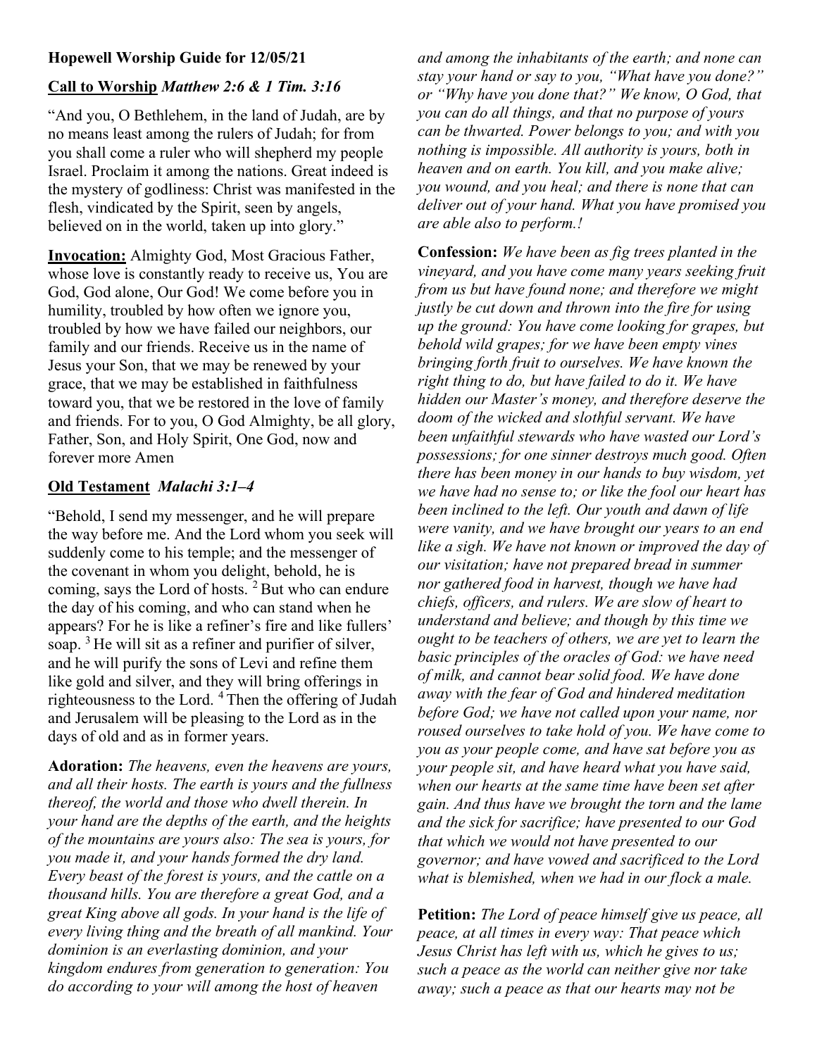**Hopewell Worship Guide for 12/05/21**

**Call to Worship** ***Matthew 2:6 & 1 Tim. 3:16***

"And you, O Bethlehem, in the land of Judah, are by no means least among the rulers of Judah; for from you shall come a ruler who will shepherd my people Israel. Proclaim it among the nations. Great indeed is the mystery of godliness: Christ was manifested in the flesh, vindicated by the Spirit, seen by angels, believed on in the world, taken up into glory."

**Invocation:** Almighty God, Most Gracious Father, whose love is constantly ready to receive us, You are God, God alone, Our God! We come before you in humility, troubled by how often we ignore you, troubled by how we have failed our neighbors, our family and our friends. Receive us in the name of Jesus your Son, that we may be renewed by your grace, that we may be established in faithfulness toward you, that we be restored in the love of family and friends. For to you, O God Almighty, be all glory, Father, Son, and Holy Spirit, One God, now and forever more Amen

**Old Testament** ***Malachi 3:1–4***

"Behold, I send my messenger, and he will prepare the way before me. And the Lord whom you seek will suddenly come to his temple; and the messenger of the covenant in whom you delight, behold, he is coming, says the Lord of hosts. 2 But who can endure the day of his coming, and who can stand when he appears? For he is like a refiner's fire and like fullers' soap. 3 He will sit as a refiner and purifier of silver, and he will purify the sons of Levi and refine them like gold and silver, and they will bring offerings in righteousness to the Lord. 4 Then the offering of Judah and Jerusalem will be pleasing to the Lord as in the days of old and as in former years.

**Adoration:** *The heavens, even the heavens are yours, and all their hosts. The earth is yours and the fullness thereof, the world and those who dwell therein. In your hand are the depths of the earth, and the heights of the mountains are yours also: The sea is yours, for you made it, and your hands formed the dry land. Every beast of the forest is yours, and the cattle on a thousand hills. You are therefore a great God, and a great King above all gods. In your hand is the life of every living thing and the breath of all mankind. Your dominion is an everlasting dominion, and your kingdom endures from generation to generation: You do according to your will among the host of heaven and among the inhabitants of the earth; and none can stay your hand or say to you, "What have you done?" or "Why have you done that?" We know, O God, that you can do all things, and that no purpose of yours can be thwarted. Power belongs to you; and with you nothing is impossible. All authority is yours, both in heaven and on earth. You kill, and you make alive; you wound, and you heal; and there is none that can deliver out of your hand. What you have promised you are able also to perform.!*

**Confession:** *We have been as fig trees planted in the vineyard, and you have come many years seeking fruit from us but have found none; and therefore we might justly be cut down and thrown into the fire for using up the ground: You have come looking for grapes, but behold wild grapes; for we have been empty vines bringing forth fruit to ourselves. We have known the right thing to do, but have failed to do it. We have hidden our Master's money, and therefore deserve the doom of the wicked and slothful servant. We have been unfaithful stewards who have wasted our Lord's possessions; for one sinner destroys much good. Often there has been money in our hands to buy wisdom, yet we have had no sense to; or like the fool our heart has been inclined to the left. Our youth and dawn of life were vanity, and we have brought our years to an end like a sigh. We have not known or improved the day of our visitation; have not prepared bread in summer nor gathered food in harvest, though we have had chiefs, officers, and rulers. We are slow of heart to understand and believe; and though by this time we ought to be teachers of others, we are yet to learn the basic principles of the oracles of God: we have need of milk, and cannot bear solid food. We have done away with the fear of God and hindered meditation before God; we have not called upon your name, nor roused ourselves to take hold of you. We have come to you as your people come, and have sat before you as your people sit, and have heard what you have said, when our hearts at the same time have been set after gain. And thus have we brought the torn and the lame and the sick for sacrifice; have presented to our God that which we would not have presented to our governor; and have vowed and sacrificed to the Lord what is blemished, when we had in our flock a male.*

**Petition:** *The Lord of peace himself give us peace, all peace, at all times in every way: That peace which Jesus Christ has left with us, which he gives to us; such a peace as the world can neither give nor take away; such a peace as that our hearts may not be*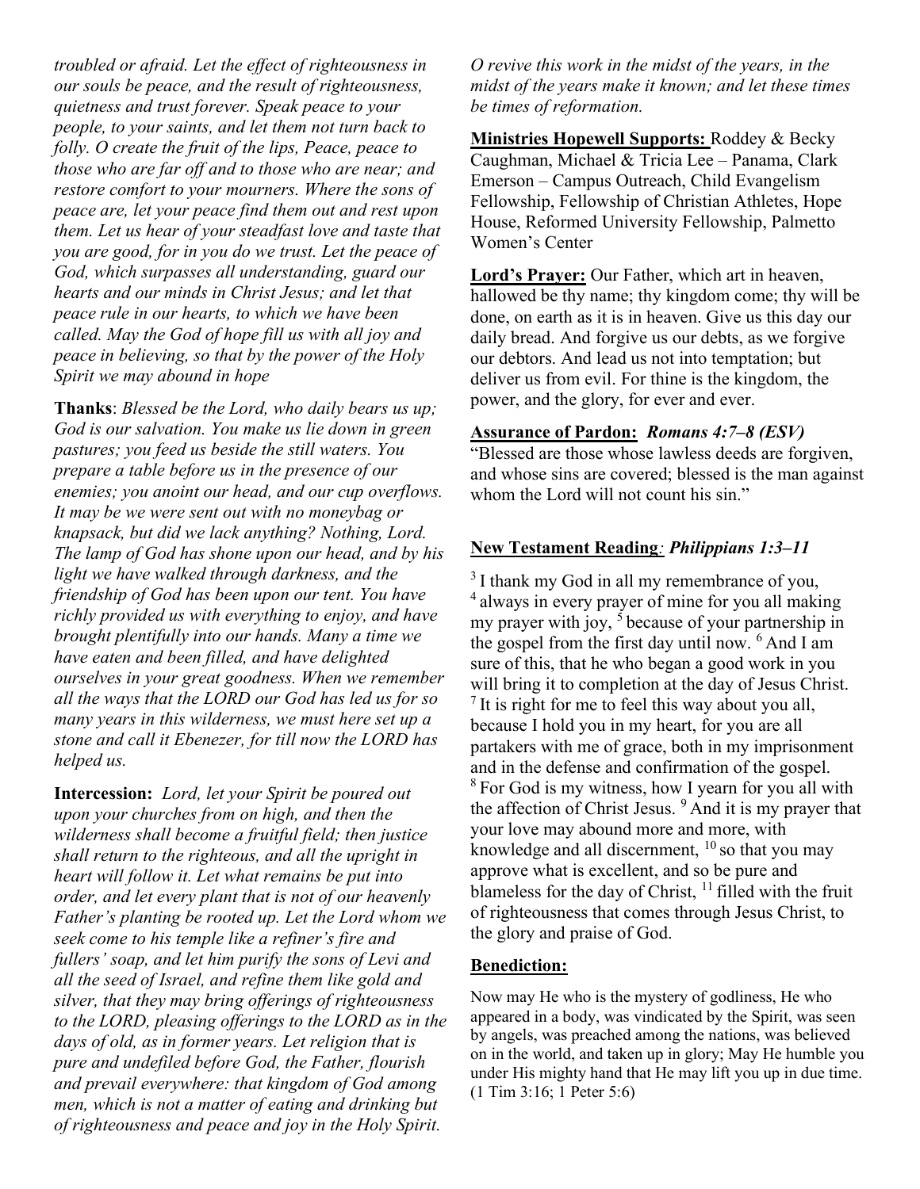*troubled or afraid. Let the effect of righteousness in our souls be peace, and the result of righteousness, quietness and trust forever. Speak peace to your people, to your saints, and let them not turn back to folly. O create the fruit of the lips, Peace, peace to those who are far off and to those who are near; and restore comfort to your mourners. Where the sons of peace are, let your peace find them out and rest upon them. Let us hear of your steadfast love and taste that you are good, for in you do we trust. Let the peace of God, which surpasses all understanding, guard our hearts and our minds in Christ Jesus; and let that peace rule in our hearts, to which we have been called. May the God of hope fill us with all joy and peace in believing, so that by the power of the Holy Spirit we may abound in hope*

**Thanks**: *Blessed be the Lord, who daily bears us up; God is our salvation. You make us lie down in green pastures; you feed us beside the still waters. You prepare a table before us in the presence of our enemies; you anoint our head, and our cup overflows. It may be we were sent out with no moneybag or knapsack, but did we lack anything? Nothing, Lord. The lamp of God has shone upon our head, and by his light we have walked through darkness, and the friendship of God has been upon our tent. You have richly provided us with everything to enjoy, and have brought plentifully into our hands. Many a time we have eaten and been filled, and have delighted ourselves in your great goodness. When we remember all the ways that the LORD our God has led us for so many years in this wilderness, we must here set up a stone and call it Ebenezer, for till now the LORD has helped us.*

**Intercession:** *Lord, let your Spirit be poured out upon your churches from on high, and then the wilderness shall become a fruitful field; then justice shall return to the righteous, and all the upright in heart will follow it. Let what remains be put into order, and let every plant that is not of our heavenly Father's planting be rooted up. Let the Lord whom we seek come to his temple like a refiner's fire and fullers' soap, and let him purify the sons of Levi and all the seed of Israel, and refine them like gold and silver, that they may bring offerings of righteousness to the LORD, pleasing offerings to the LORD as in the days of old, as in former years. Let religion that is pure and undefiled before God, the Father, flourish and prevail everywhere: that kingdom of God among men, which is not a matter of eating and drinking but of righteousness and peace and joy in the Holy Spirit. O revive this work in the midst of the years, in the midst of the years make it known; and let these times be times of reformation.*

**Ministries Hopewell Supports:** Roddey & Becky Caughman, Michael & Tricia Lee – Panama, Clark Emerson – Campus Outreach, Child Evangelism Fellowship, Fellowship of Christian Athletes, Hope House, Reformed University Fellowship, Palmetto Women's Center

**Lord's Prayer:** Our Father, which art in heaven, hallowed be thy name; thy kingdom come; thy will be done, on earth as it is in heaven. Give us this day our daily bread. And forgive us our debts, as we forgive our debtors. And lead us not into temptation; but deliver us from evil. For thine is the kingdom, the power, and the glory, for ever and ever.

**Assurance of Pardon:** ***Romans 4:7–8 (ESV)***

"Blessed are those whose lawless deeds are forgiven, and whose sins are covered; blessed is the man against whom the Lord will not count his sin."

**New Testament Reading*: Philippians 1:3–11***

[3] I thank my God in all my remembrance of you, [4] always in every prayer of mine for you all making my prayer with joy, [5] because of your partnership in the gospel from the first day until now. [6] And I am sure of this, that he who began a good work in you will bring it to completion at the day of Jesus Christ. [7] It is right for me to feel this way about you all, because I hold you in my heart, for you are all partakers with me of grace, both in my imprisonment and in the defense and confirmation of the gospel. [8] For God is my witness, how I yearn for you all with the affection of Christ Jesus. [9] And it is my prayer that your love may abound more and more, with knowledge and all discernment, [10] so that you may approve what is excellent, and so be pure and blameless for the day of Christ, [11] filled with the fruit of righteousness that comes through Jesus Christ, to the glory and praise of God.

**Benediction:**

Now may He who is the mystery of godliness, He who appeared in a body, was vindicated by the Spirit, was seen by angels, was preached among the nations, was believed on in the world, and taken up in glory; May He humble you under His mighty hand that He may lift you up in due time. (1 Tim 3:16; 1 Peter 5:6)